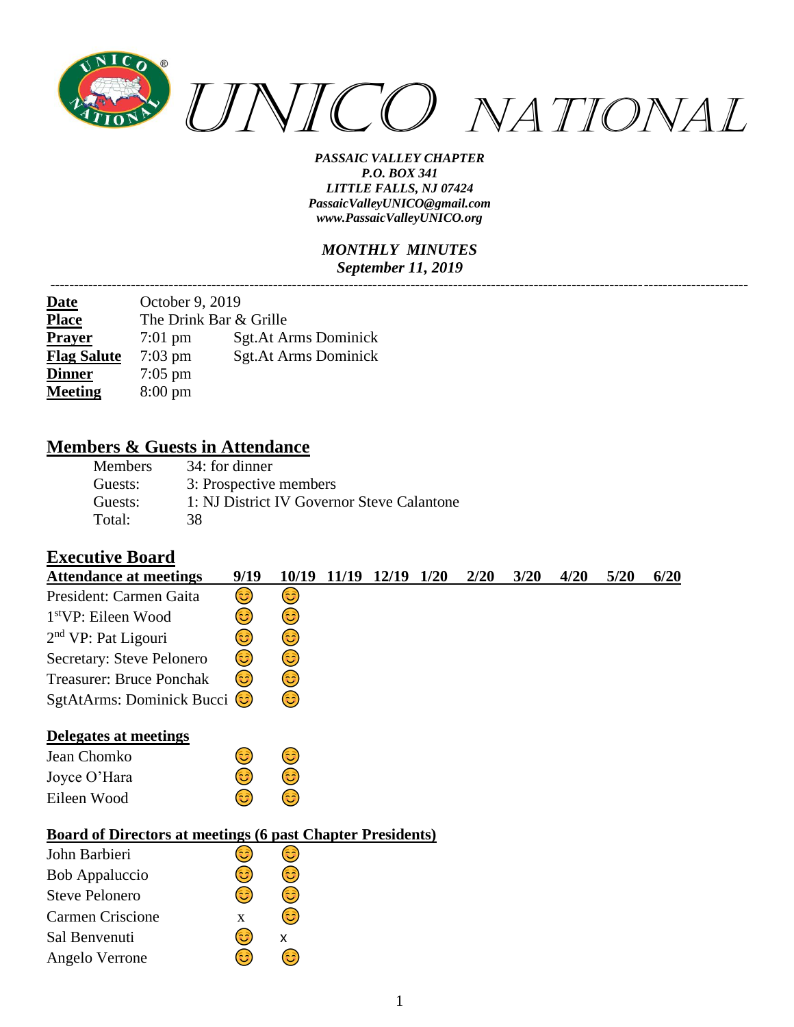# UNICO NATIONAL

***PASSAIC VALLEY CHAPTER***
***P.O. BOX 341***
***LITTLE FALLS, NJ 07424***
***PassaicValleyUNICO@gmail.com***
***www.PassaicValleyUNICO.org***

***MONTHLY MINUTES***
***September 11, 2019***

---

| | | |
|---|---|---|
| **Date** | October 9, 2019 | |
| **Place** | The Drink Bar & Grille | |
| **Prayer** | 7:01 pm | Sgt.At Arms Dominick |
| **Flag Salute** | 7:03 pm | Sgt.At Arms Dominick |
| **Dinner** | 7:05 pm | |
| **Meeting** | 8:00 pm | |

## Members & Guests in Attendance

| | |
|---|---|
| Members | 34: for dinner |
| Guests: | 3: Prospective members |
| Guests: | 1: NJ District IV Governor Steve Calantone |
| Total: | 38 |

## Executive Board

| Attendance at meetings | 9/19 | 10/19 | 11/19 | 12/19 | 1/20 | 2/20 | 3/20 | 4/20 | 5/20 | 6/20 |
|---|---|---|---|---|---|---|---|---|---|---|
| President: Carmen Gaita | 😊 | 😊 | | | | | | | | |
| 1stVP: Eileen Wood | 😊 | 😊 | | | | | | | | |
| 2nd VP: Pat Ligouri | 😊 | 😊 | | | | | | | | |
| Secretary: Steve Pelonero | 😊 | 😊 | | | | | | | | |
| Treasurer: Bruce Ponchak | 😊 | 😊 | | | | | | | | |
| SgtAtArms: Dominick Bucci | 😊 | 😊 | | | | | | | | |

**Delegates at meetings**

| | | |
|---|---|---|
| Jean Chomko | 😊 | 😊 |
| Joyce O'Hara | 😊 | 😊 |
| Eileen Wood | 😊 | 😊 |

**Board of Directors at meetings (6 past Chapter Presidents)**

| | | |
|---|---|---|
| John Barbieri | 😊 | 😊 |
| Bob Appaluccio | 😊 | 😊 |
| Steve Pelonero | 😊 | 😊 |
| Carmen Criscione | x | 😊 |
| Sal Benvenuti | 😊 | x |
| Angelo Verrone | 😊 | 😊 |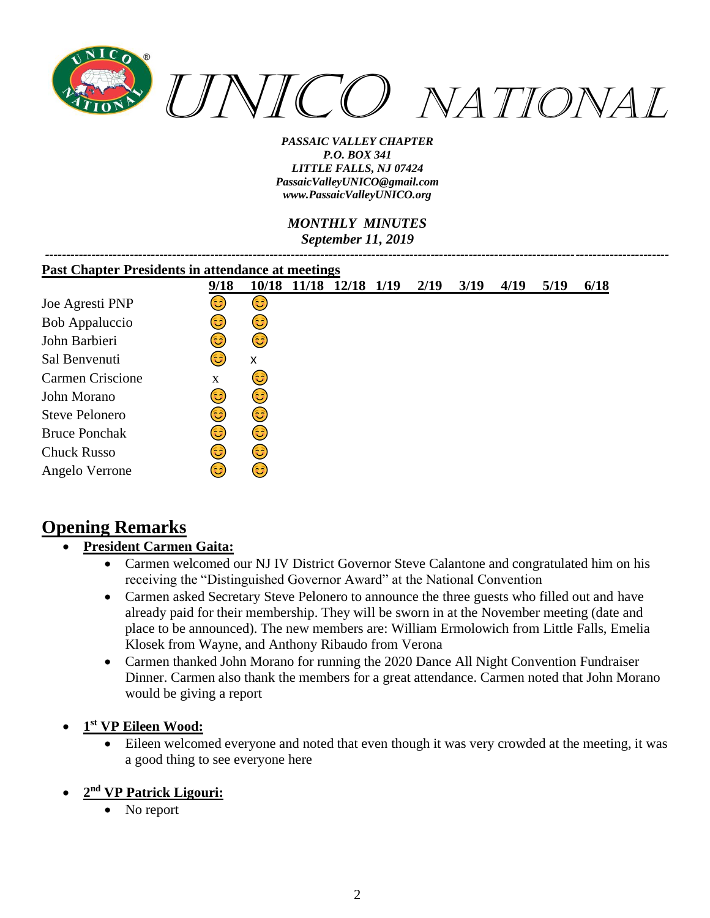# UNICO NATIONAL

***PASSAIC VALLEY CHAPTER***
***P.O. BOX 341***
***LITTLE FALLS, NJ 07424***
***PassaicValleyUNICO@gmail.com***
***www.PassaicValleyUNICO.org***

***MONTHLY MINUTES***
***September 11, 2019***

---

**Past Chapter Presidents in attendance at meetings**

| | 9/18 | 10/18 | 11/18 | 12/18 | 1/19 | 2/19 | 3/19 | 4/19 | 5/19 | 6/18 |
|---|---|---|---|---|---|---|---|---|---|---|
| Joe Agresti PNP | 😊 | 😊 | | | | | | | | |
| Bob Appaluccio | 😊 | 😊 | | | | | | | | |
| John Barbieri | 😊 | 😊 | | | | | | | | |
| Sal Benvenuti | 😊 | x | | | | | | | | |
| Carmen Criscione | x | 😊 | | | | | | | | |
| John Morano | 😊 | 😊 | | | | | | | | |
| Steve Pelonero | 😊 | 😊 | | | | | | | | |
| Bruce Ponchak | 😊 | 😊 | | | | | | | | |
| Chuck Russo | 😊 | 😊 | | | | | | | | |
| Angelo Verrone | 😊 | 😊 | | | | | | | | |

## Opening Remarks

- **President Carmen Gaita:**
  - Carmen welcomed our NJ IV District Governor Steve Calantone and congratulated him on his receiving the "Distinguished Governor Award" at the National Convention
  - Carmen asked Secretary Steve Pelonero to announce the three guests who filled out and have already paid for their membership. They will be sworn in at the November meeting (date and place to be announced). The new members are: William Ermolowich from Little Falls, Emelia Klosek from Wayne, and Anthony Ribaudo from Verona
  - Carmen thanked John Morano for running the 2020 Dance All Night Convention Fundraiser Dinner. Carmen also thank the members for a great attendance. Carmen noted that John Morano would be giving a report

- **1st VP Eileen Wood:**
  - Eileen welcomed everyone and noted that even though it was very crowded at the meeting, it was a good thing to see everyone here

- **2nd VP Patrick Ligouri:**
  - No report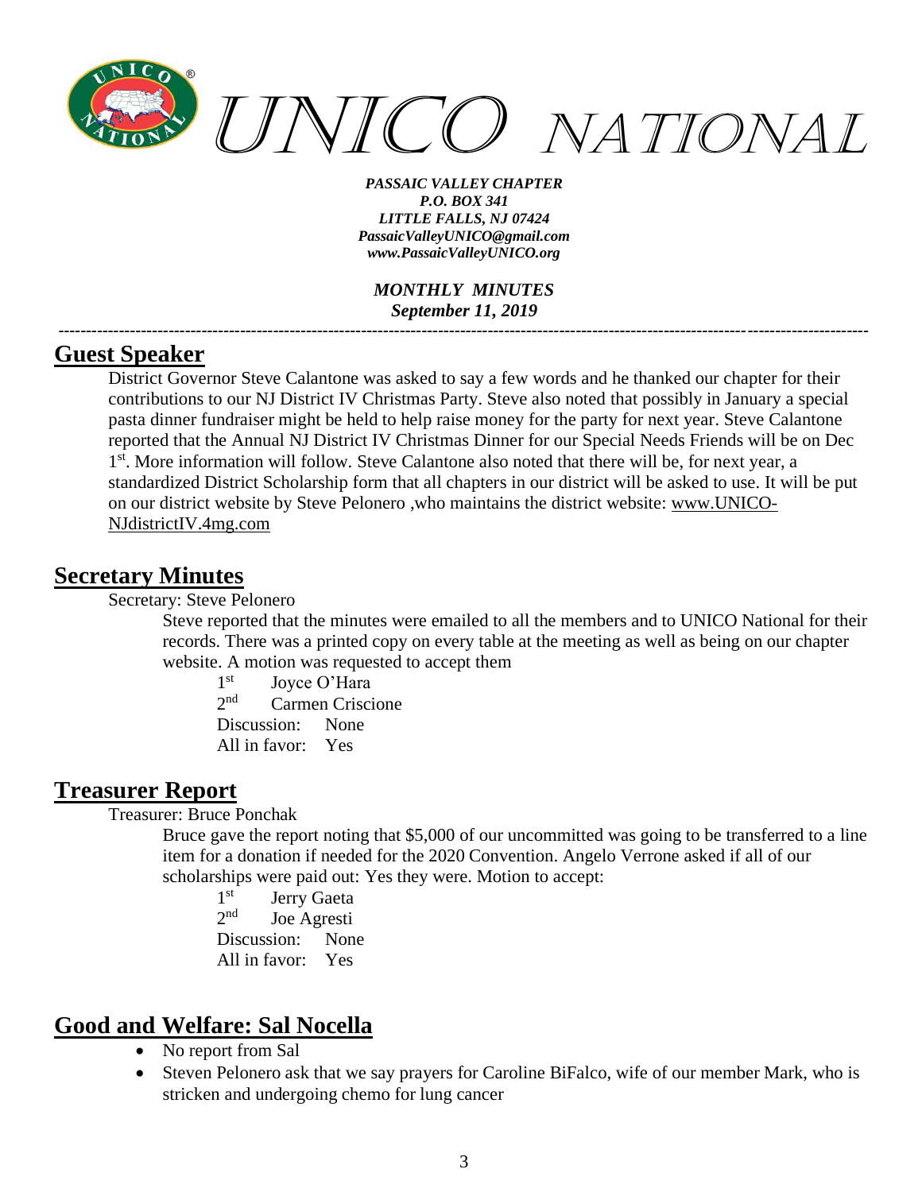## Guest Speaker

District Governor Steve Calantone was asked to say a few words and he thanked our chapter for their contributions to our NJ District IV Christmas Party. Steve also noted that possibly in January a special pasta dinner fundraiser might be held to help raise money for the party for next year. Steve Calantone reported that the Annual NJ District IV Christmas Dinner for our Special Needs Friends will be on Dec 1st. More information will follow. Steve Calantone also noted that there will be, for next year, a standardized District Scholarship form that all chapters in our district will be asked to use. It will be put on our district website by Steve Pelonero ,who maintains the district website: www.UNICO-NJdistrictIV.4mg.com

## Secretary Minutes

Secretary: Steve Pelonero

Steve reported that the minutes were emailed to all the members and to UNICO National for their records. There was a printed copy on every table at the meeting as well as being on our chapter website. A motion was requested to accept them

1st Joyce O'Hara
2nd Carmen Criscione
Discussion: None
All in favor: Yes

## Treasurer Report

Treasurer: Bruce Ponchak

Bruce gave the report noting that $5,000 of our uncommitted was going to be transferred to a line item for a donation if needed for the 2020 Convention. Angelo Verrone asked if all of our scholarships were paid out: Yes they were. Motion to accept:

1st Jerry Gaeta
2nd Joe Agresti
Discussion: None
All in favor: Yes

## Good and Welfare: Sal Nocella

- No report from Sal
- Steven Pelonero ask that we say prayers for Caroline BiFalco, wife of our member Mark, who is stricken and undergoing chemo for lung cancer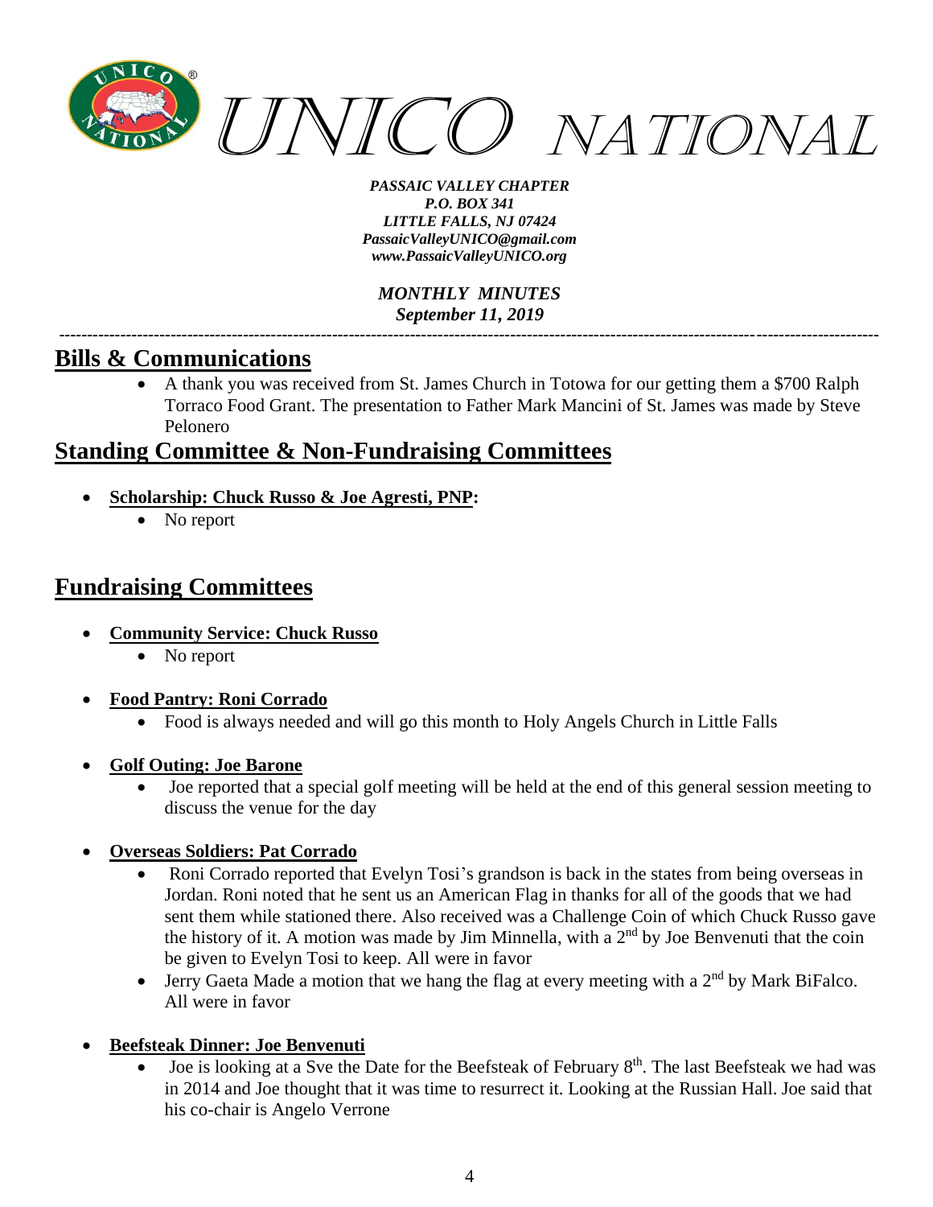*PASSAIC VALLEY CHAPTER*
*P.O. BOX 341*
*LITTLE FALLS, NJ 07424*
*PassaicValleyUNICO@gmail.com*
*www.PassaicValleyUNICO.org*

*MONTHLY MINUTES*
*September 11, 2019*

---

## Bills & Communications

- A thank you was received from St. James Church in Totowa for our getting them a $700 Ralph Torraco Food Grant. The presentation to Father Mark Mancini of St. James was made by Steve Pelonero

## Standing Committee & Non-Fundraising Committees

- **Scholarship: Chuck Russo & Joe Agresti, PNP:**
  - No report

## Fundraising Committees

- **Community Service: Chuck Russo**
  - No report
- **Food Pantry: Roni Corrado**
  - Food is always needed and will go this month to Holy Angels Church in Little Falls
- **Golf Outing: Joe Barone**
  - Joe reported that a special golf meeting will be held at the end of this general session meeting to discuss the venue for the day
- **Overseas Soldiers: Pat Corrado**
  - Roni Corrado reported that Evelyn Tosi's grandson is back in the states from being overseas in Jordan. Roni noted that he sent us an American Flag in thanks for all of the goods that we had sent them while stationed there. Also received was a Challenge Coin of which Chuck Russo gave the history of it. A motion was made by Jim Minnella, with a 2nd by Joe Benvenuti that the coin be given to Evelyn Tosi to keep. All were in favor
  - Jerry Gaeta Made a motion that we hang the flag at every meeting with a 2nd by Mark BiFalco. All were in favor
- **Beefsteak Dinner: Joe Benvenuti**
  - Joe is looking at a Sve the Date for the Beefsteak of February 8th. The last Beefsteak we had was in 2014 and Joe thought that it was time to resurrect it. Looking at the Russian Hall. Joe said that his co-chair is Angelo Verrone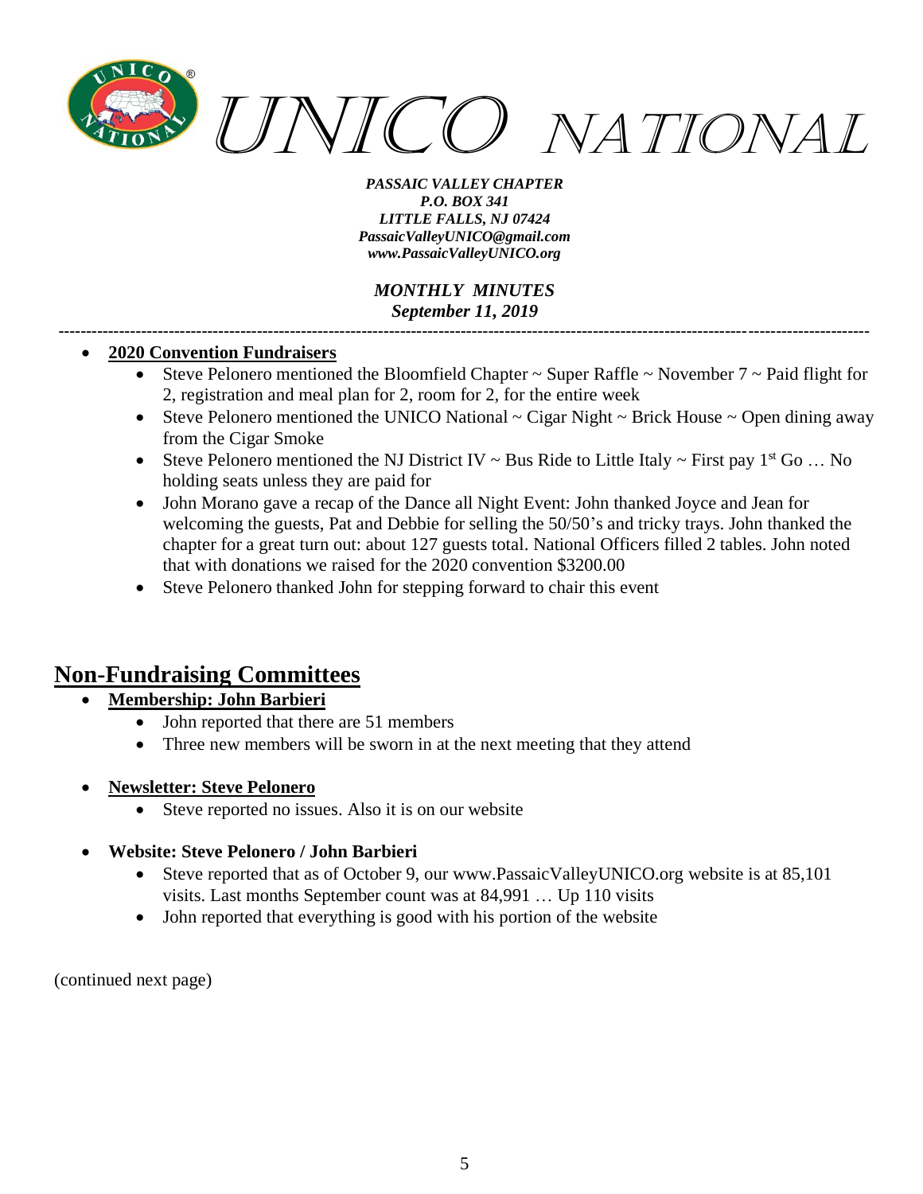- **2020 Convention Fundraisers**
  - Steve Pelonero mentioned the Bloomfield Chapter ~ Super Raffle ~ November 7 ~ Paid flight for 2, registration and meal plan for 2, room for 2, for the entire week
  - Steve Pelonero mentioned the UNICO National ~ Cigar Night ~ Brick House ~ Open dining away from the Cigar Smoke
  - Steve Pelonero mentioned the NJ District IV ~ Bus Ride to Little Italy ~ First pay 1st Go … No holding seats unless they are paid for
  - John Morano gave a recap of the Dance all Night Event: John thanked Joyce and Jean for welcoming the guests, Pat and Debbie for selling the 50/50's and tricky trays. John thanked the chapter for a great turn out: about 127 guests total. National Officers filled 2 tables. John noted that with donations we raised for the 2020 convention $3200.00
  - Steve Pelonero thanked John for stepping forward to chair this event

## Non-Fundraising Committees

- **Membership: John Barbieri**
  - John reported that there are 51 members
  - Three new members will be sworn in at the next meeting that they attend

- **Newsletter: Steve Pelonero**
  - Steve reported no issues. Also it is on our website

- **Website: Steve Pelonero / John Barbieri**
  - Steve reported that as of October 9, our www.PassaicValleyUNICO.org website is at 85,101 visits. Last months September count was at 84,991 … Up 110 visits
  - John reported that everything is good with his portion of the website

(continued next page)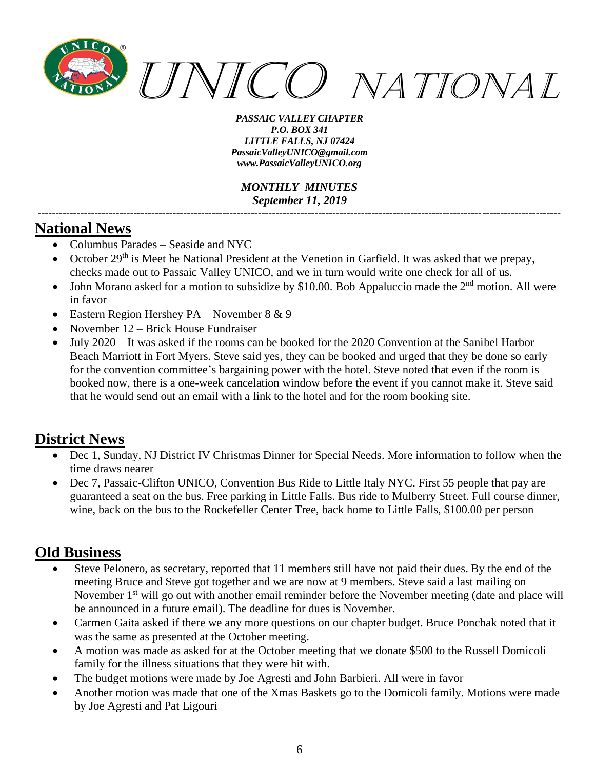*PASSAIC VALLEY CHAPTER*
*P.O. BOX 341*
*LITTLE FALLS, NJ 07424*
*PassaicValleyUNICO@gmail.com*
*www.PassaicValleyUNICO.org*

*MONTHLY MINUTES*
*September 11, 2019*

---

## National News

- Columbus Parades – Seaside and NYC
- October 29th is Meet he National President at the Venetion in Garfield. It was asked that we prepay, checks made out to Passaic Valley UNICO, and we in turn would write one check for all of us.
- John Morano asked for a motion to subsidize by $10.00. Bob Appaluccio made the 2nd motion. All were in favor
- Eastern Region Hershey PA – November 8 & 9
- November 12 – Brick House Fundraiser
- July 2020 – It was asked if the rooms can be booked for the 2020 Convention at the Sanibel Harbor Beach Marriott in Fort Myers. Steve said yes, they can be booked and urged that they be done so early for the convention committee's bargaining power with the hotel. Steve noted that even if the room is booked now, there is a one-week cancelation window before the event if you cannot make it. Steve said that he would send out an email with a link to the hotel and for the room booking site.

## District News

- Dec 1, Sunday, NJ District IV Christmas Dinner for Special Needs. More information to follow when the time draws nearer
- Dec 7, Passaic-Clifton UNICO, Convention Bus Ride to Little Italy NYC. First 55 people that pay are guaranteed a seat on the bus. Free parking in Little Falls. Bus ride to Mulberry Street. Full course dinner, wine, back on the bus to the Rockefeller Center Tree, back home to Little Falls, $100.00 per person

## Old Business

- Steve Pelonero, as secretary, reported that 11 members still have not paid their dues. By the end of the meeting Bruce and Steve got together and we are now at 9 members. Steve said a last mailing on November 1st will go out with another email reminder before the November meeting (date and place will be announced in a future email). The deadline for dues is November.
- Carmen Gaita asked if there we any more questions on our chapter budget. Bruce Ponchak noted that it was the same as presented at the October meeting.
- A motion was made as asked for at the October meeting that we donate $500 to the Russell Domicoli family for the illness situations that they were hit with.
- The budget motions were made by Joe Agresti and John Barbieri. All were in favor
- Another motion was made that one of the Xmas Baskets go to the Domicoli family. Motions were made by Joe Agresti and Pat Ligouri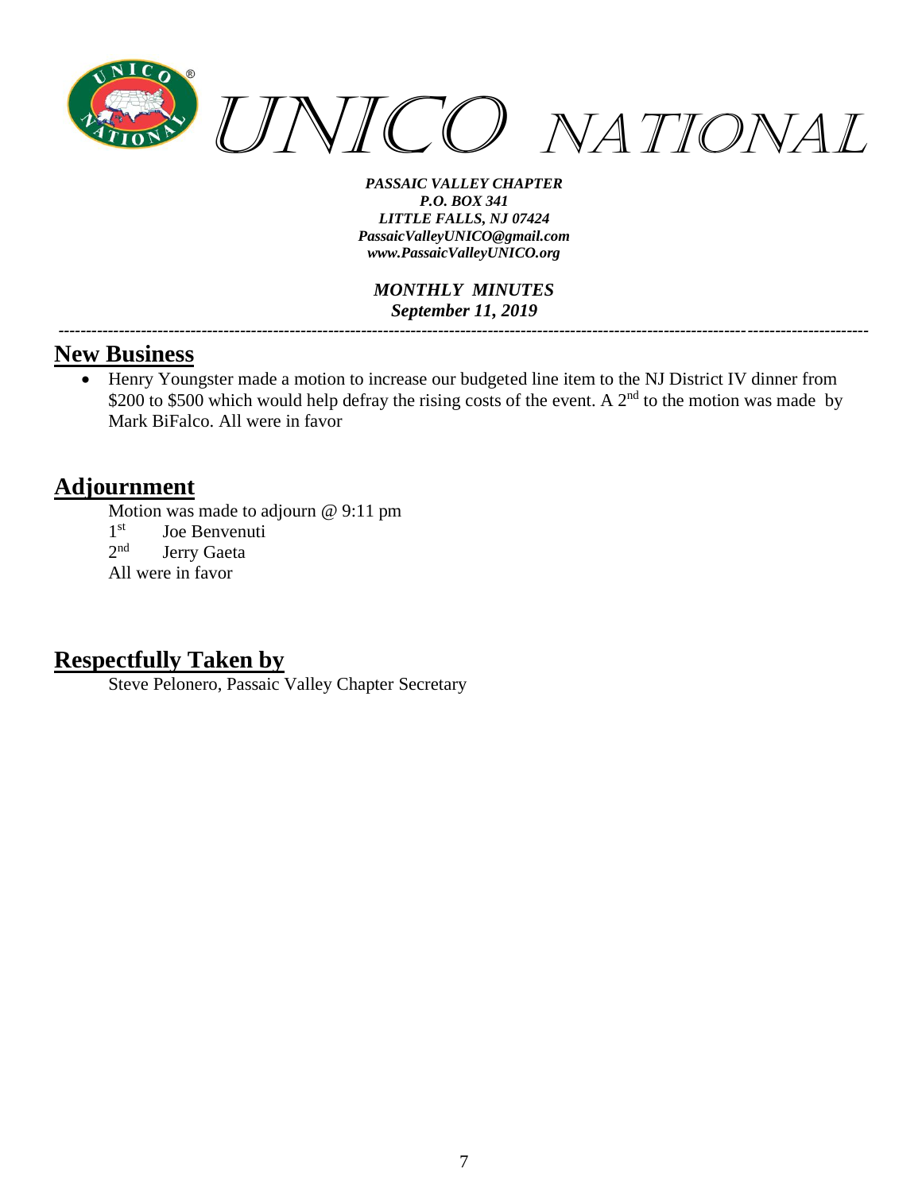## New Business

- Henry Youngster made a motion to increase our budgeted line item to the NJ District IV dinner from \$200 to \$500 which would help defray the rising costs of the event. A 2nd to the motion was made by Mark BiFalco. All were in favor

## Adjournment

Motion was made to adjourn @ 9:11 pm
1st Joe Benvenuti
2nd Jerry Gaeta
All were in favor

## Respectfully Taken by

Steve Pelonero, Passaic Valley Chapter Secretary